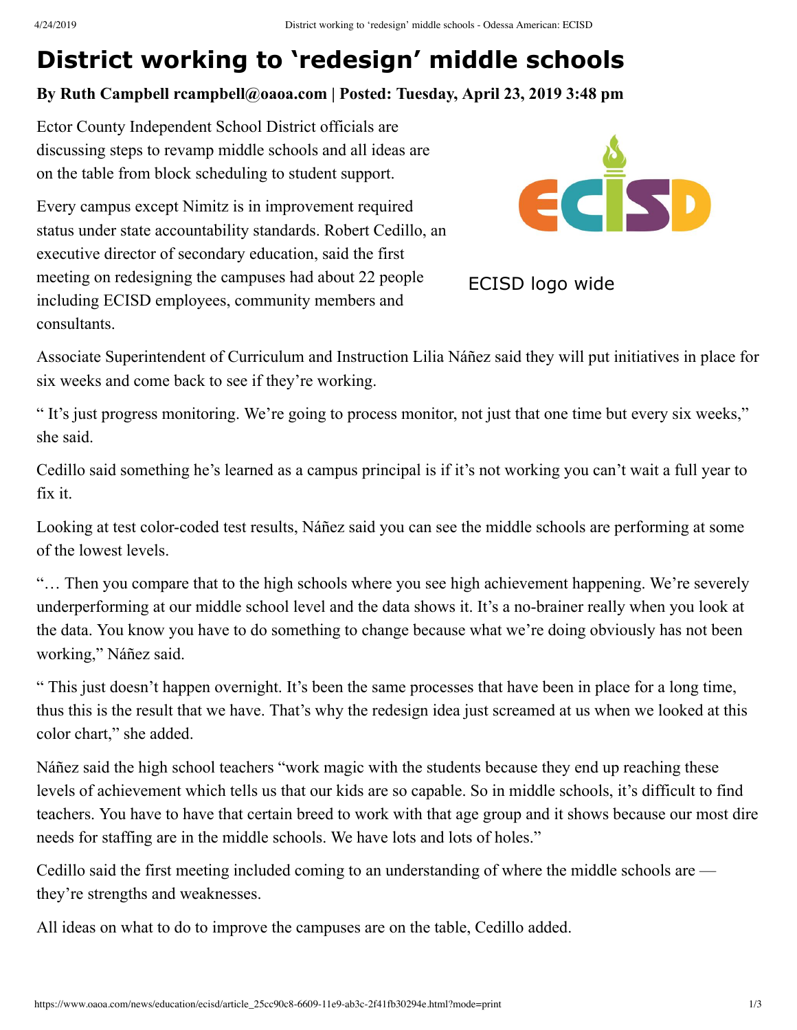# District working to 'redesign' middle schools

**By Ruth Campbell rcampbell@oaoa.com | Posted: Tuesday, April 23, 2019 3:48 pm**

Ector County Independent School District officials are discussing steps to revamp middle schools and all ideas are on the table from block scheduling to student support.

Every campus except Nimitz is in improvement required status under state accountability standards. Robert Cedillo, an executive director of secondary education, said the first meeting on redesigning the campuses had about 22 people including ECISD employees, community members and consultants.

ECISD logo wide

Associate Superintendent of Curriculum and Instruction Lilia Náñez said they will put initiatives in place for six weeks and come back to see if they're working.

" It's just progress monitoring. We're going to process monitor, not just that one time but every six weeks," she said.

Cedillo said something he's learned as a campus principal is if it's not working you can't wait a full year to fix it.

Looking at test color-coded test results, Náñez said you can see the middle schools are performing at some of the lowest levels.

"… Then you compare that to the high schools where you see high achievement happening. We're severely underperforming at our middle school level and the data shows it. It's a no-brainer really when you look at the data. You know you have to do something to change because what we're doing obviously has not been working," Náñez said.

" This just doesn't happen overnight. It's been the same processes that have been in place for a long time, thus this is the result that we have. That's why the redesign idea just screamed at us when we looked at this color chart," she added.

Náñez said the high school teachers "work magic with the students because they end up reaching these levels of achievement which tells us that our kids are so capable. So in middle schools, it's difficult to find teachers. You have to have that certain breed to work with that age group and it shows because our most dire needs for staffing are in the middle schools. We have lots and lots of holes."

Cedillo said the first meeting included coming to an understanding of where the middle schools are — they're strengths and weaknesses.

All ideas on what to do to improve the campuses are on the table, Cedillo added.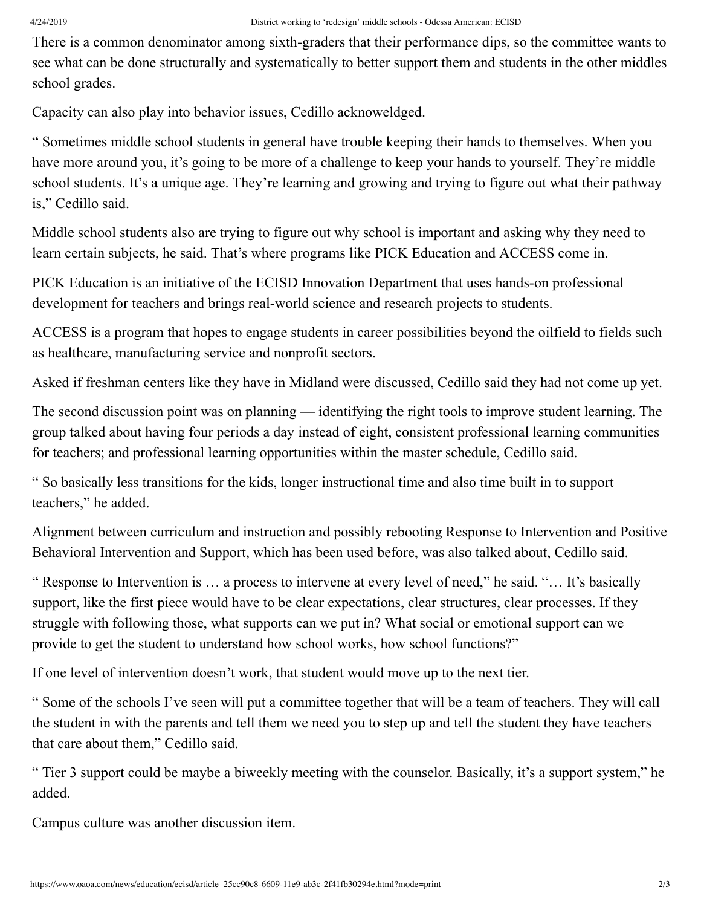There is a common denominator among sixth-graders that their performance dips, so the committee wants to see what can be done structurally and systematically to better support them and students in the other middles school grades.

Capacity can also play into behavior issues, Cedillo acknoweldged.

“ Sometimes middle school students in general have trouble keeping their hands to themselves. When you have more around you, it’s going to be more of a challenge to keep your hands to yourself. They’re middle school students. It’s a unique age. They’re learning and growing and trying to figure out what their pathway is,” Cedillo said.

Middle school students also are trying to figure out why school is important and asking why they need to learn certain subjects, he said. That’s where programs like PICK Education and ACCESS come in.

PICK Education is an initiative of the ECISD Innovation Department that uses hands-on professional development for teachers and brings real-world science and research projects to students.

ACCESS is a program that hopes to engage students in career possibilities beyond the oilfield to fields such as healthcare, manufacturing service and nonprofit sectors.

Asked if freshman centers like they have in Midland were discussed, Cedillo said they had not come up yet.

The second discussion point was on planning — identifying the right tools to improve student learning. The group talked about having four periods a day instead of eight, consistent professional learning communities for teachers; and professional learning opportunities within the master schedule, Cedillo said.

“ So basically less transitions for the kids, longer instructional time and also time built in to support teachers,” he added.

Alignment between curriculum and instruction and possibly rebooting Response to Intervention and Positive Behavioral Intervention and Support, which has been used before, was also talked about, Cedillo said.

“ Response to Intervention is … a process to intervene at every level of need,” he said. “… It’s basically support, like the first piece would have to be clear expectations, clear structures, clear processes. If they struggle with following those, what supports can we put in? What social or emotional support can we provide to get the student to understand how school works, how school functions?”

If one level of intervention doesn’t work, that student would move up to the next tier.

“ Some of the schools I’ve seen will put a committee together that will be a team of teachers. They will call the student in with the parents and tell them we need you to step up and tell the student they have teachers that care about them,” Cedillo said.

“ Tier 3 support could be maybe a biweekly meeting with the counselor. Basically, it’s a support system,” he added.

Campus culture was another discussion item.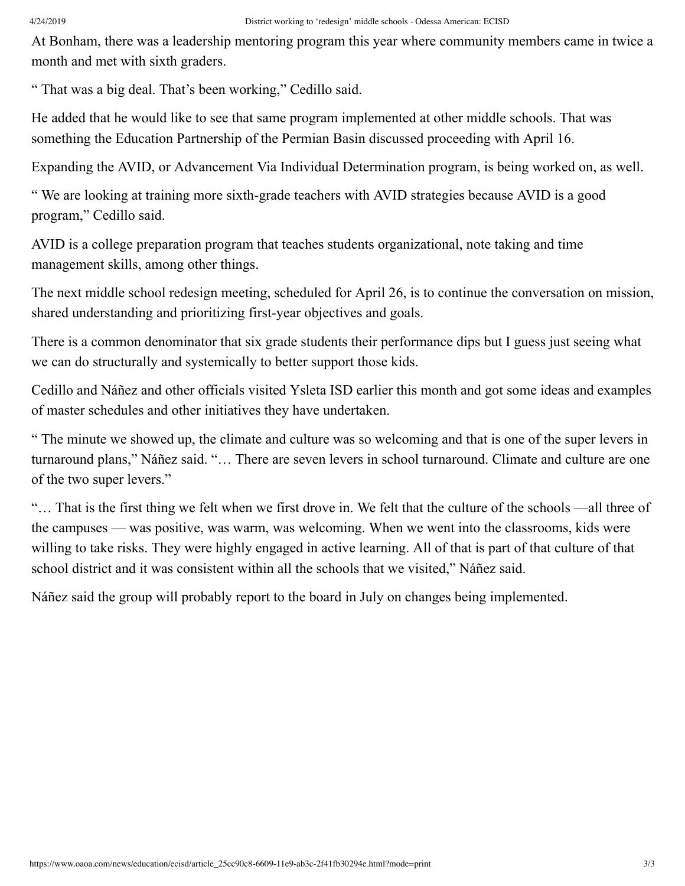At Bonham, there was a leadership mentoring program this year where community members came in twice a month and met with sixth graders.

" That was a big deal. That's been working," Cedillo said.

He added that he would like to see that same program implemented at other middle schools. That was something the Education Partnership of the Permian Basin discussed proceeding with April 16.

Expanding the AVID, or Advancement Via Individual Determination program, is being worked on, as well.

" We are looking at training more sixth-grade teachers with AVID strategies because AVID is a good program," Cedillo said.

AVID is a college preparation program that teaches students organizational, note taking and time management skills, among other things.

The next middle school redesign meeting, scheduled for April 26, is to continue the conversation on mission, shared understanding and prioritizing first-year objectives and goals.

There is a common denominator that six grade students their performance dips but I guess just seeing what we can do structurally and systemically to better support those kids.

Cedillo and Náñez and other officials visited Ysleta ISD earlier this month and got some ideas and examples of master schedules and other initiatives they have undertaken.

" The minute we showed up, the climate and culture was so welcoming and that is one of the super levers in turnaround plans," Náñez said. "… There are seven levers in school turnaround. Climate and culture are one of the two super levers."

"… That is the first thing we felt when we first drove in. We felt that the culture of the schools —all three of the campuses — was positive, was warm, was welcoming. When we went into the classrooms, kids were willing to take risks. They were highly engaged in active learning. All of that is part of that culture of that school district and it was consistent within all the schools that we visited," Náñez said.

Náñez said the group will probably report to the board in July on changes being implemented.